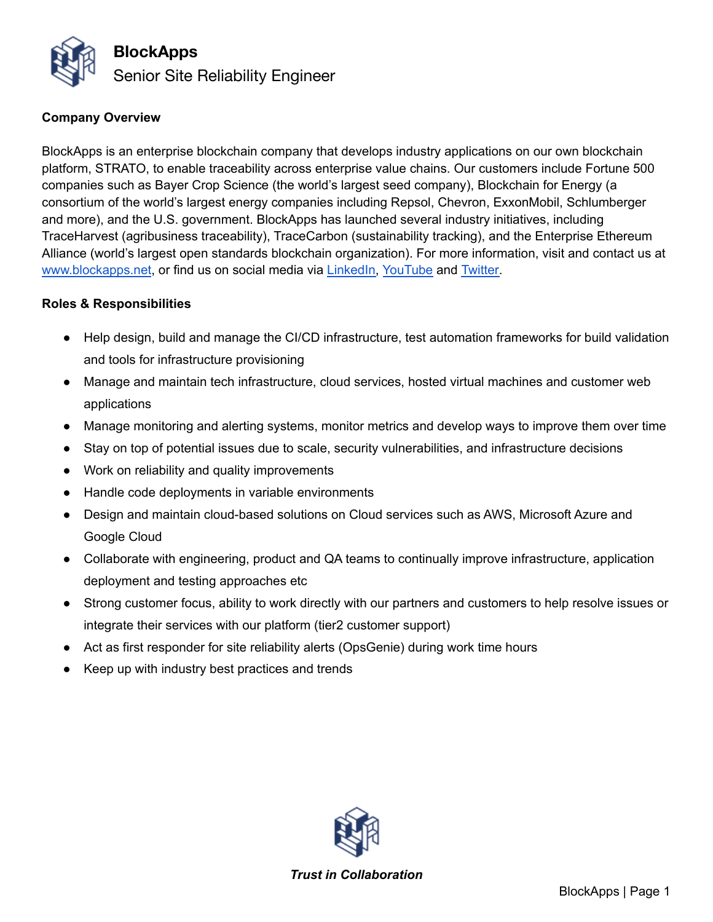# BlockApps

## Senior Site Reliability Engineer

**Company Overview**

BlockApps is an enterprise blockchain company that develops industry applications on our own blockchain platform, STRATO, to enable traceability across enterprise value chains. Our customers include Fortune 500 companies such as Bayer Crop Science (the world's largest seed company), Blockchain for Energy (a consortium of the world's largest energy companies including Repsol, Chevron, ExxonMobil, Schlumberger and more), and the U.S. government. BlockApps has launched several industry initiatives, including TraceHarvest (agribusiness traceability), TraceCarbon (sustainability tracking), and the Enterprise Ethereum Alliance (world's largest open standards blockchain organization). For more information, visit and contact us at www.blockapps.net, or find us on social media via LinkedIn, YouTube and Twitter.

**Roles & Responsibilities**

- Help design, build and manage the CI/CD infrastructure, test automation frameworks for build validation and tools for infrastructure provisioning
- Manage and maintain tech infrastructure, cloud services, hosted virtual machines and customer web applications
- Manage monitoring and alerting systems, monitor metrics and develop ways to improve them over time
- Stay on top of potential issues due to scale, security vulnerabilities, and infrastructure decisions
- Work on reliability and quality improvements
- Handle code deployments in variable environments
- Design and maintain cloud-based solutions on Cloud services such as AWS, Microsoft Azure and Google Cloud
- Collaborate with engineering, product and QA teams to continually improve infrastructure, application deployment and testing approaches etc
- Strong customer focus, ability to work directly with our partners and customers to help resolve issues or integrate their services with our platform (tier2 customer support)
- Act as first responder for site reliability alerts (OpsGenie) during work time hours
- Keep up with industry best practices and trends

***Trust in Collaboration***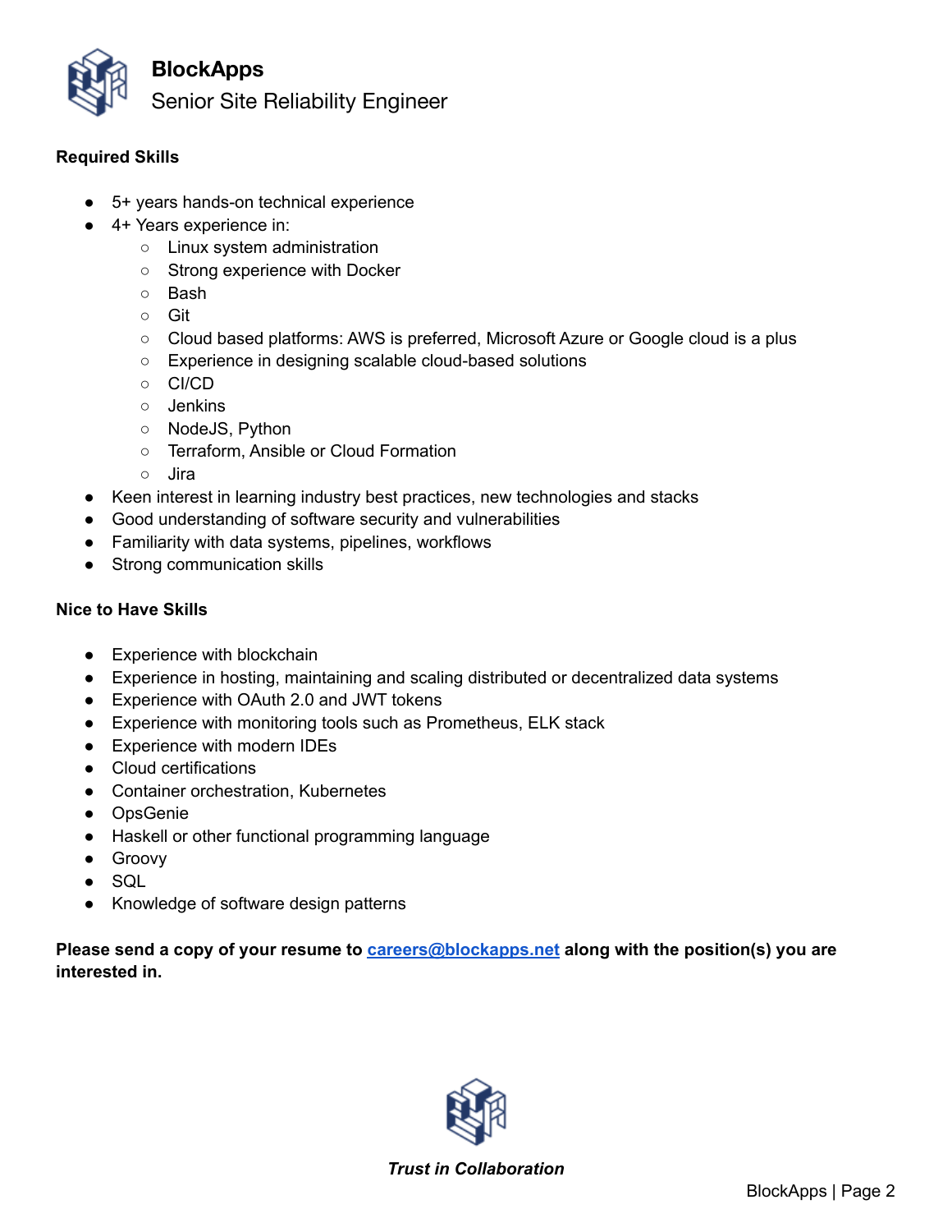# BlockApps

## Senior Site Reliability Engineer

**Required Skills**

- 5+ years hands-on technical experience
- 4+ Years experience in:
  - Linux system administration
  - Strong experience with Docker
  - Bash
  - Git
  - Cloud based platforms: AWS is preferred, Microsoft Azure or Google cloud is a plus
  - Experience in designing scalable cloud-based solutions
  - CI/CD
  - Jenkins
  - NodeJS, Python
  - Terraform, Ansible or Cloud Formation
  - Jira
- Keen interest in learning industry best practices, new technologies and stacks
- Good understanding of software security and vulnerabilities
- Familiarity with data systems, pipelines, workflows
- Strong communication skills

**Nice to Have Skills**

- Experience with blockchain
- Experience in hosting, maintaining and scaling distributed or decentralized data systems
- Experience with OAuth 2.0 and JWT tokens
- Experience with monitoring tools such as Prometheus, ELK stack
- Experience with modern IDEs
- Cloud certifications
- Container orchestration, Kubernetes
- OpsGenie
- Haskell or other functional programming language
- Groovy
- SQL
- Knowledge of software design patterns

**Please send a copy of your resume to [careers@blockapps.net](mailto:careers@blockapps.net) along with the position(s) you are interested in.**

***Trust in Collaboration***